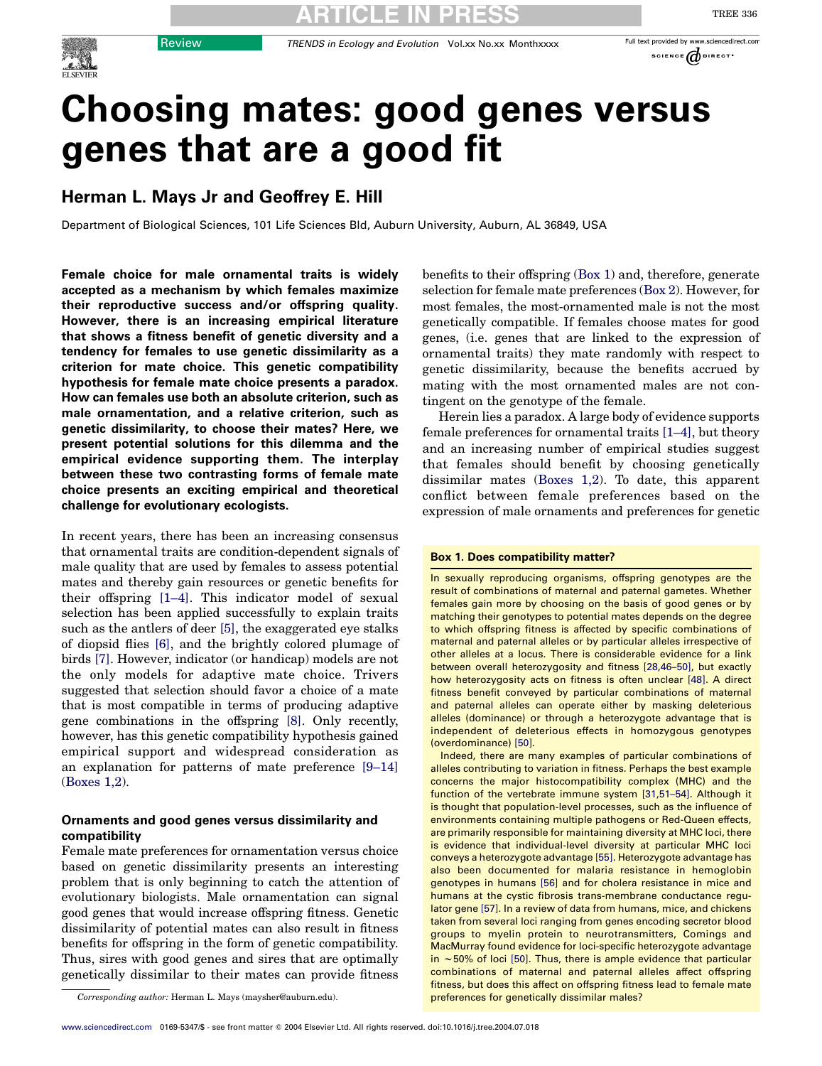# Choosing mates: good genes versus genes that are a good fit

## Herman L. Mays Jr and Geoffrey E. Hill

Department of Biological Sciences, 101 Life Sciences Bld, Auburn University, Auburn, AL 36849, USA

**Female choice for male ornamental traits is widely accepted as a mechanism by which females maximize their reproductive success and/or offspring quality. However, there is an increasing empirical literature that shows a fitness benefit of genetic diversity and a tendency for females to use genetic dissimilarity as a criterion for mate choice. This genetic compatibility hypothesis for female mate choice presents a paradox. How can females use both an absolute criterion, such as male ornamentation, and a relative criterion, such as genetic dissimilarity, to choose their mates? Here, we present potential solutions for this dilemma and the empirical evidence supporting them. The interplay between these two contrasting forms of female mate choice presents an exciting empirical and theoretical challenge for evolutionary ecologists.**

In recent years, there has been an increasing consensus that ornamental traits are condition-dependent signals of male quality that are used by females to assess potential mates and thereby gain resources or genetic benefits for their offspring [1–4]. This indicator model of sexual selection has been applied successfully to explain traits such as the antlers of deer [5], the exaggerated eye stalks of diopsid flies [6], and the brightly colored plumage of birds [7]. However, indicator (or handicap) models are not the only models for adaptive mate choice. Trivers suggested that selection should favor a choice of a mate that is most compatible in terms of producing adaptive gene combinations in the offspring [8]. Only recently, however, has this genetic compatibility hypothesis gained empirical support and widespread consideration as an explanation for patterns of mate preference [9–14] (Boxes 1,2).

### Ornaments and good genes versus dissimilarity and compatibility

Female mate preferences for ornamentation versus choice based on genetic dissimilarity presents an interesting problem that is only beginning to catch the attention of evolutionary biologists. Male ornamentation can signal good genes that would increase offspring fitness. Genetic dissimilarity of potential mates can also result in fitness benefits for offspring in the form of genetic compatibility. Thus, sires with good genes and sires that are optimally genetically dissimilar to their mates can provide fitness benefits to their offspring (Box 1) and, therefore, generate selection for female mate preferences (Box 2). However, for most females, the most-ornamented male is not the most genetically compatible. If females choose mates for good genes, (i.e. genes that are linked to the expression of ornamental traits) they mate randomly with respect to genetic dissimilarity, because the benefits accrued by mating with the most ornamented males are not contingent on the genotype of the female.

Herein lies a paradox. A large body of evidence supports female preferences for ornamental traits [1–4], but theory and an increasing number of empirical studies suggest that females should benefit by choosing genetically dissimilar mates (Boxes 1,2). To date, this apparent conflict between female preferences based on the expression of male ornaments and preferences for genetic

**Box 1. Does compatibility matter?**

In sexually reproducing organisms, offspring genotypes are the result of combinations of maternal and paternal gametes. Whether females gain more by choosing on the basis of good genes or by matching their genotypes to potential mates depends on the degree to which offspring fitness is affected by specific combinations of maternal and paternal alleles or by particular alleles irrespective of other alleles at a locus. There is considerable evidence for a link between overall heterozygosity and fitness [28,46–50], but exactly how heterozygosity acts on fitness is often unclear [48]. A direct fitness benefit conveyed by particular combinations of maternal and paternal alleles can operate either by masking deleterious alleles (dominance) or through a heterozygote advantage that is independent of deleterious effects in homozygous genotypes (overdominance) [50].

Indeed, there are many examples of particular combinations of alleles contributing to variation in fitness. Perhaps the best example concerns the major histocompatibility complex (MHC) and the function of the vertebrate immune system [31,51–54]. Although it is thought that population-level processes, such as the influence of environments containing multiple pathogens or Red-Queen effects, are primarily responsible for maintaining diversity at MHC loci, there is evidence that individual-level diversity at particular MHC loci conveys a heterozygote advantage [55]. Heterozygote advantage has also been documented for malaria resistance in hemoglobin genotypes in humans [56] and for cholera resistance in mice and humans at the cystic fibrosis trans-membrane conductance regulator gene [57]. In a review of data from humans, mice, and chickens taken from several loci ranging from genes encoding secretor blood groups to myelin protein to neurotransmitters, Comings and MacMurray found evidence for loci-specific heterozygote advantage in ~50% of loci [50]. Thus, there is ample evidence that particular combinations of maternal and paternal alleles affect offspring fitness, but does this affect on offspring fitness lead to female mate preferences for genetically dissimilar males?

*Corresponding author:* Herman L. Mays (maysher@auburn.edu).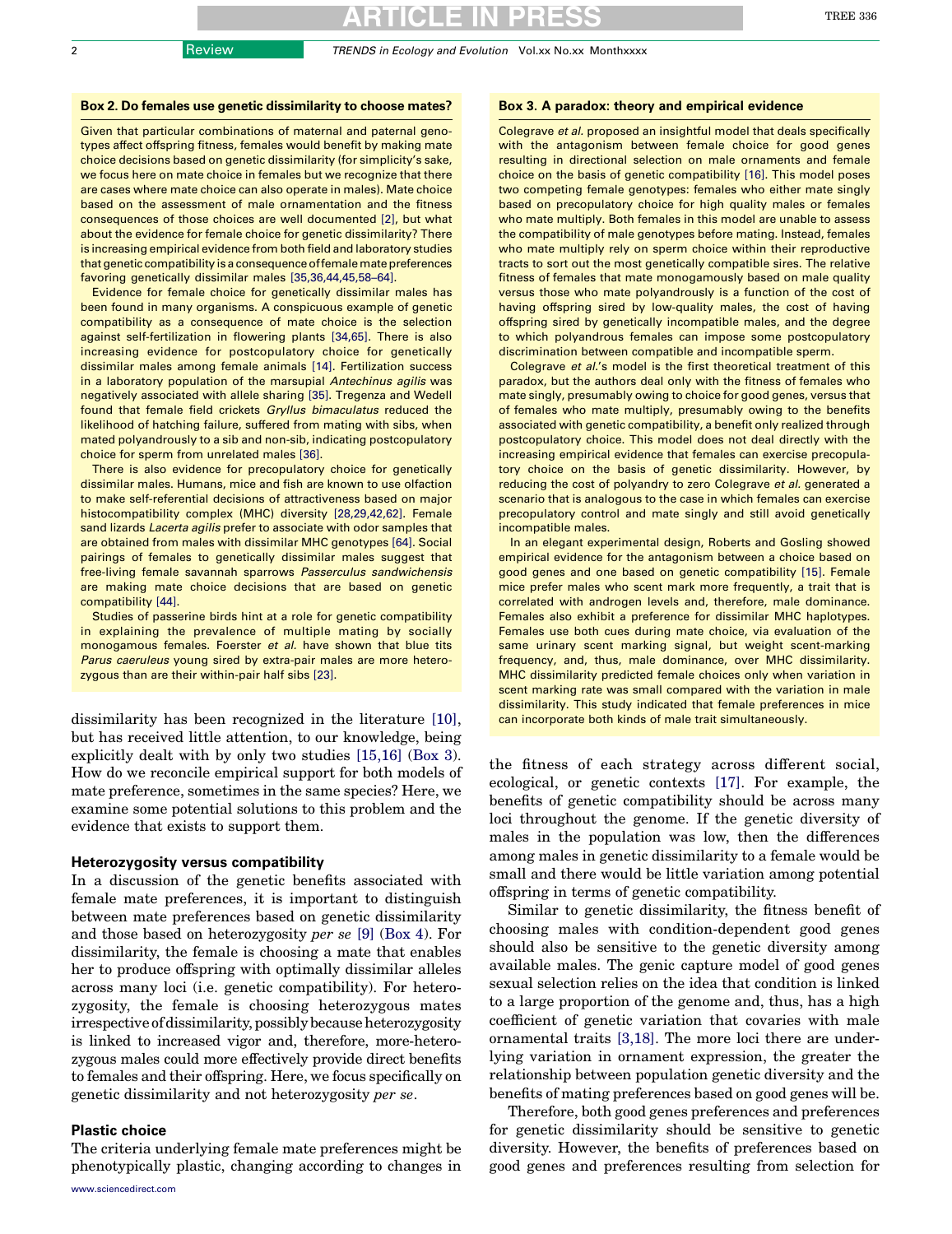### Box 2. Do females use genetic dissimilarity to choose mates?

Given that particular combinations of maternal and paternal genotypes affect offspring fitness, females would benefit by making mate choice decisions based on genetic dissimilarity (for simplicity's sake, we focus here on mate choice in females but we recognize that there are cases where mate choice can also operate in males). Mate choice based on the assessment of male ornamentation and the fitness consequences of those choices are well documented [2], but what about the evidence for female choice for genetic dissimilarity? There is increasing empirical evidence from both field and laboratory studies that genetic compatibility is a consequence of female mate preferences favoring genetically dissimilar males [35,36,44,45,58–64].

Evidence for female choice for genetically dissimilar males has been found in many organisms. A conspicuous example of genetic compatibility as a consequence of mate choice is the selection against self-fertilization in flowering plants [34,65]. There is also increasing evidence for postcopulatory choice for genetically dissimilar males among female animals [14]. Fertilization success in a laboratory population of the marsupial *Antechinus agilis* was negatively associated with allele sharing [35]. Tregenza and Wedell found that female field crickets *Gryllus bimaculatus* reduced the likelihood of hatching failure, suffered from mating with sibs, when mated polyandrously to a sib and non-sib, indicating postcopulatory choice for sperm from unrelated males [36].

There is also evidence for precopulatory choice for genetically dissimilar males. Humans, mice and fish are known to use olfaction to make self-referential decisions of attractiveness based on major histocompatibility complex (MHC) diversity [28,29,42,62]. Female sand lizards *Lacerta agilis* prefer to associate with odor samples that are obtained from males with dissimilar MHC genotypes [64]. Social pairings of females to genetically dissimilar males suggest that free-living female savannah sparrows *Passerculus sandwichensis* are making mate choice decisions that are based on genetic compatibility [44].

Studies of passerine birds hint at a role for genetic compatibility in explaining the prevalence of multiple mating by socially monogamous females. Foerster *et al.* have shown that blue tits *Parus caeruleus* young sired by extra-pair males are more heterozygous than are their within-pair half sibs [23].

### Box 3. A paradox: theory and empirical evidence

Colegrave *et al.* proposed an insightful model that deals specifically with the antagonism between female choice for good genes resulting in directional selection on male ornaments and female choice on the basis of genetic compatibility [16]. This model poses two competing female genotypes: females who either mate singly based on precopulatory choice for high quality males or females who mate multiply. Both females in this model are unable to assess the compatibility of male genotypes before mating. Instead, females who mate multiply rely on sperm choice within their reproductive tracts to sort out the most genetically compatible sires. The relative fitness of females that mate monogamously based on male quality versus those who mate polyandrously is a function of the cost of having offspring sired by low-quality males, the cost of having offspring sired by genetically incompatible males, and the degree to which polyandrous females can impose some postcopulatory discrimination between compatible and incompatible sperm.

Colegrave *et al.*'s model is the first theoretical treatment of this paradox, but the authors deal only with the fitness of females who mate singly, presumably owing to choice for good genes, versus that of females who mate multiply, presumably owing to the benefits associated with genetic compatibility, a benefit only realized through postcopulatory choice. This model does not deal directly with the increasing empirical evidence that females can exercise precopulatory choice on the basis of genetic dissimilarity. However, by reducing the cost of polyandry to zero Colegrave *et al.* generated a scenario that is analogous to the case in which females can exercise precopulatory control and mate singly and still avoid genetically incompatible males.

In an elegant experimental design, Roberts and Gosling showed empirical evidence for the antagonism between a choice based on good genes and one based on genetic compatibility [15]. Female mice prefer males who scent mark more frequently, a trait that is correlated with androgen levels and, therefore, male dominance. Females also exhibit a preference for dissimilar MHC haplotypes. Females use both cues during mate choice, via evaluation of the same urinary scent marking signal, but weight scent-marking frequency, and, thus, male dominance, over MHC dissimilarity. MHC dissimilarity predicted female choices only when variation in scent marking rate was small compared with the variation in male dissimilarity. This study indicated that female preferences in mice can incorporate both kinds of male trait simultaneously.

dissimilarity has been recognized in the literature [10], but has received little attention, to our knowledge, being explicitly dealt with by only two studies [15,16] (Box 3). How do we reconcile empirical support for both models of mate preference, sometimes in the same species? Here, we examine some potential solutions to this problem and the evidence that exists to support them.

## Heterozygosity versus compatibility

In a discussion of the genetic benefits associated with female mate preferences, it is important to distinguish between mate preferences based on genetic dissimilarity and those based on heterozygosity *per se* [9] (Box 4). For dissimilarity, the female is choosing a mate that enables her to produce offspring with optimally dissimilar alleles across many loci (i.e. genetic compatibility). For heterozygosity, the female is choosing heterozygous mates irrespective of dissimilarity, possibly because heterozygosity is linked to increased vigor and, therefore, more-heterozygous males could more effectively provide direct benefits to females and their offspring. Here, we focus specifically on genetic dissimilarity and not heterozygosity *per se*.

## Plastic choice

The criteria underlying female mate preferences might be phenotypically plastic, changing according to changes in the fitness of each strategy across different social, ecological, or genetic contexts [17]. For example, the benefits of genetic compatibility should be across many loci throughout the genome. If the genetic diversity of males in the population was low, then the differences among males in genetic dissimilarity to a female would be small and there would be little variation among potential offspring in terms of genetic compatibility.

Similar to genetic dissimilarity, the fitness benefit of choosing males with condition-dependent good genes should also be sensitive to the genetic diversity among available males. The genic capture model of good genes sexual selection relies on the idea that condition is linked to a large proportion of the genome and, thus, has a high coefficient of genetic variation that covaries with male ornamental traits [3,18]. The more loci there are underlying variation in ornament expression, the greater the relationship between population genetic diversity and the benefits of mating preferences based on good genes will be.

Therefore, both good genes preferences and preferences for genetic dissimilarity should be sensitive to genetic diversity. However, the benefits of preferences based on good genes and preferences resulting from selection for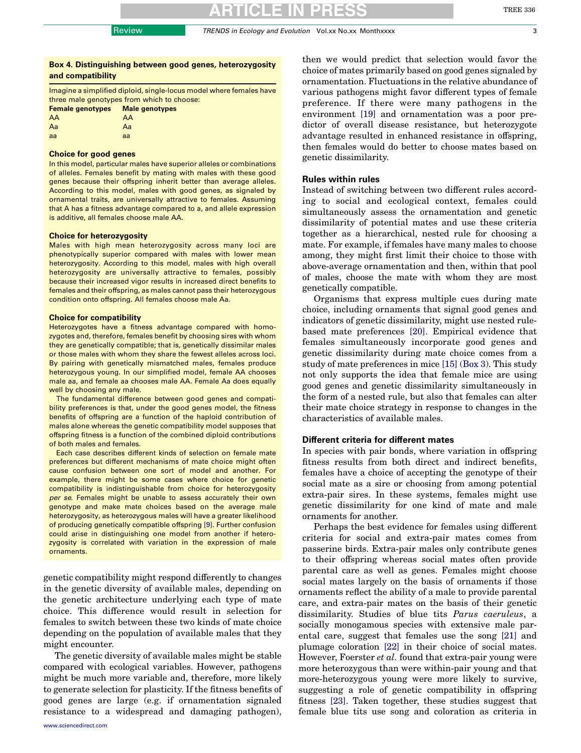### Box 4. Distinguishing between good genes, heterozygosity and compatibility

Imagine a simplified diploid, single-locus model where females have three male genotypes from which to choose:

| Female genotypes | Male genotypes |
|---|---|
| AA | AA |
| Aa | Aa |
| aa | aa |

**Choice for good genes**

In this model, particular males have superior alleles or combinations of alleles. Females benefit by mating with males with these good genes because their offspring inherit better than average alleles. According to this model, males with good genes, as signaled by ornamental traits, are universally attractive to females. Assuming that A has a fitness advantage compared to a, and allele expression is additive, all females choose male AA.

**Choice for heterozygosity**

Males with high mean heterozygosity across many loci are phenotypically superior compared with males with lower mean heterozygosity. According to this model, males with high overall heterozygosity are universally attractive to females, possibly because their increased vigor results in increased direct benefits to females and their offspring, as males cannot pass their heterozygous condition onto offspring. All females choose male Aa.

**Choice for compatibility**

Heterozygotes have a fitness advantage compared with homozygotes and, therefore, females benefit by choosing sires with whom they are genetically compatible; that is, genetically dissimilar males or those males with whom they share the fewest alleles across loci. By pairing with genetically mismatched males, females produce heterozygous young. In our simplified model, female AA chooses male aa, and female aa chooses male AA. Female Aa does equally well by choosing any male.

The fundamental difference between good genes and compatibility preferences is that, under the good genes model, the fitness benefits of offspring are a function of the haploid contribution of males alone whereas the genetic compatibility model supposes that offspring fitness is a function of the combined diploid contributions of both males and females.

Each case describes different kinds of selection on female mate preferences but different mechanisms of mate choice might often cause confusion between one sort of model and another. For example, there might be some cases where choice for genetic compatibility is indistinguishable from choice for heterozygosity *per se*. Females might be unable to assess accurately their own genotype and make mate choices based on the average male heterozygosity, as heterozygous males will have a greater likelihood of producing genetically compatible offspring [9]. Further confusion could arise in distinguishing one model from another if heterozygosity is correlated with variation in the expression of male ornaments.

genetic compatibility might respond differently to changes in the genetic diversity of available males, depending on the genetic architecture underlying each type of mate choice. This difference would result in selection for females to switch between these two kinds of mate choice depending on the population of available males that they might encounter.

The genetic diversity of available males might be stable compared with ecological variables. However, pathogens might be much more variable and, therefore, more likely to generate selection for plasticity. If the fitness benefits of good genes are large (e.g. if ornamentation signaled resistance to a widespread and damaging pathogen), then we would predict that selection would favor the choice of mates primarily based on good genes signaled by ornamentation. Fluctuations in the relative abundance of various pathogens might favor different types of female preference. If there were many pathogens in the environment [19] and ornamentation was a poor predictor of overall disease resistance, but heterozygote advantage resulted in enhanced resistance in offspring, then females would do better to choose mates based on genetic dissimilarity.

## Rules within rules

Instead of switching between two different rules according to social and ecological context, females could simultaneously assess the ornamentation and genetic dissimilarity of potential mates and use these criteria together as a hierarchical, nested rule for choosing a mate. For example, if females have many males to choose among, they might first limit their choice to those with above-average ornamentation and then, within that pool of males, choose the mate with whom they are most genetically compatible.

Organisms that express multiple cues during mate choice, including ornaments that signal good genes and indicators of genetic dissimilarity, might use nested rule-based mate preferences [20]. Empirical evidence that females simultaneously incorporate good genes and genetic dissimilarity during mate choice comes from a study of mate preferences in mice [15] (Box 3). This study not only supports the idea that female mice are using good genes and genetic dissimilarity simultaneously in the form of a nested rule, but also that females can alter their mate choice strategy in response to changes in the characteristics of available males.

## Different criteria for different mates

In species with pair bonds, where variation in offspring fitness results from both direct and indirect benefits, females have a choice of accepting the genotype of their social mate as a sire or choosing from among potential extra-pair sires. In these systems, females might use genetic dissimilarity for one kind of mate and male ornaments for another.

Perhaps the best evidence for females using different criteria for social and extra-pair mates comes from passerine birds. Extra-pair males only contribute genes to their offspring whereas social mates often provide parental care as well as genes. Females might choose social mates largely on the basis of ornaments if those ornaments reflect the ability of a male to provide parental care, and extra-pair mates on the basis of their genetic dissimilarity. Studies of blue tits *Parus caeruleus*, a socially monogamous species with extensive male parental care, suggest that females use the song [21] and plumage coloration [22] in their choice of social mates. However, Foerster *et al.* found that extra-pair young were more heterozygous than were within-pair young and that more-heterozygous young were more likely to survive, suggesting a role of genetic compatibility in offspring fitness [23]. Taken together, these studies suggest that female blue tits use song and coloration as criteria in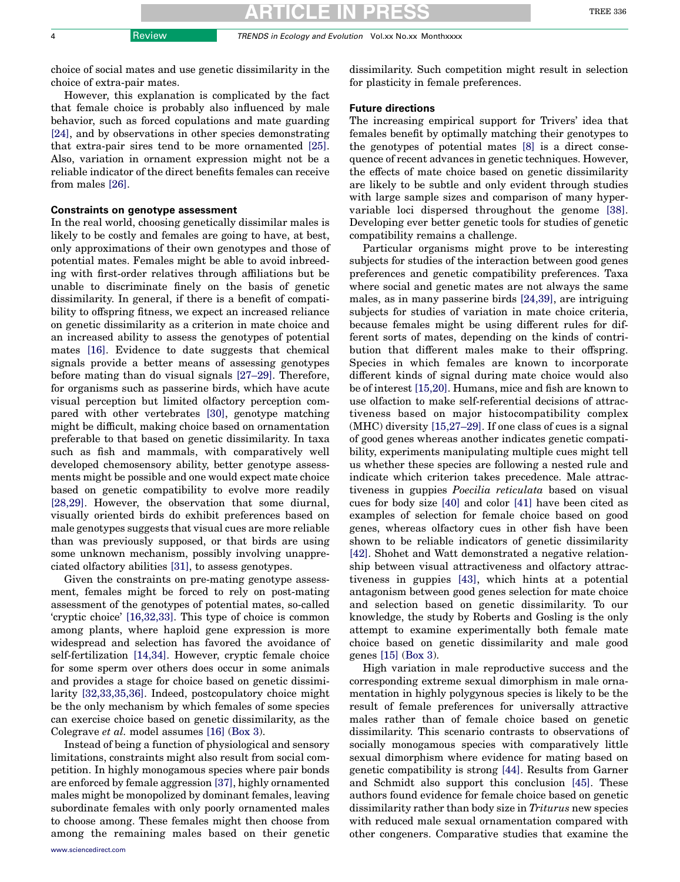choice of social mates and use genetic dissimilarity in the choice of extra-pair mates.

However, this explanation is complicated by the fact that female choice is probably also influenced by male behavior, such as forced copulations and mate guarding [24], and by observations in other species demonstrating that extra-pair sires tend to be more ornamented [25]. Also, variation in ornament expression might not be a reliable indicator of the direct benefits females can receive from males [26].

### Constraints on genotype assessment

In the real world, choosing genetically dissimilar males is likely to be costly and females are going to have, at best, only approximations of their own genotypes and those of potential mates. Females might be able to avoid inbreeding with first-order relatives through affiliations but be unable to discriminate finely on the basis of genetic dissimilarity. In general, if there is a benefit of compatibility to offspring fitness, we expect an increased reliance on genetic dissimilarity as a criterion in mate choice and an increased ability to assess the genotypes of potential mates [16]. Evidence to date suggests that chemical signals provide a better means of assessing genotypes before mating than do visual signals [27–29]. Therefore, for organisms such as passerine birds, which have acute visual perception but limited olfactory perception compared with other vertebrates [30], genotype matching might be difficult, making choice based on ornamentation preferable to that based on genetic dissimilarity. In taxa such as fish and mammals, with comparatively well developed chemosensory ability, better genotype assessments might be possible and one would expect mate choice based on genetic compatibility to evolve more readily [28,29]. However, the observation that some diurnal, visually oriented birds do exhibit preferences based on male genotypes suggests that visual cues are more reliable than was previously supposed, or that birds are using some unknown mechanism, possibly involving unappreciated olfactory abilities [31], to assess genotypes.

Given the constraints on pre-mating genotype assessment, females might be forced to rely on post-mating assessment of the genotypes of potential mates, so-called 'cryptic choice' [16,32,33]. This type of choice is common among plants, where haploid gene expression is more widespread and selection has favored the avoidance of self-fertilization [14,34]. However, cryptic female choice for some sperm over others does occur in some animals and provides a stage for choice based on genetic dissimilarity [32,33,35,36]. Indeed, postcopulatory choice might be the only mechanism by which females of some species can exercise choice based on genetic dissimilarity, as the Colegrave *et al.* model assumes [16] (Box 3).

Instead of being a function of physiological and sensory limitations, constraints might also result from social competition. In highly monogamous species where pair bonds are enforced by female aggression [37], highly ornamented males might be monopolized by dominant females, leaving subordinate females with only poorly ornamented males to choose among. These females might then choose from among the remaining males based on their genetic dissimilarity. Such competition might result in selection for plasticity in female preferences.

### Future directions

The increasing empirical support for Trivers' idea that females benefit by optimally matching their genotypes to the genotypes of potential mates [8] is a direct consequence of recent advances in genetic techniques. However, the effects of mate choice based on genetic dissimilarity are likely to be subtle and only evident through studies with large sample sizes and comparison of many hypervariable loci dispersed throughout the genome [38]. Developing ever better genetic tools for studies of genetic compatibility remains a challenge.

Particular organisms might prove to be interesting subjects for studies of the interaction between good genes preferences and genetic compatibility preferences. Taxa where social and genetic mates are not always the same males, as in many passerine birds [24,39], are intriguing subjects for studies of variation in mate choice criteria, because females might be using different rules for different sorts of mates, depending on the kinds of contribution that different males make to their offspring. Species in which females are known to incorporate different kinds of signal during mate choice would also be of interest [15,20]. Humans, mice and fish are known to use olfaction to make self-referential decisions of attractiveness based on major histocompatibility complex (MHC) diversity [15,27–29]. If one class of cues is a signal of good genes whereas another indicates genetic compatibility, experiments manipulating multiple cues might tell us whether these species are following a nested rule and indicate which criterion takes precedence. Male attractiveness in guppies *Poecilia reticulata* based on visual cues for body size [40] and color [41] have been cited as examples of selection for female choice based on good genes, whereas olfactory cues in other fish have been shown to be reliable indicators of genetic dissimilarity [42]. Shohet and Watt demonstrated a negative relationship between visual attractiveness and olfactory attractiveness in guppies [43], which hints at a potential antagonism between good genes selection for mate choice and selection based on genetic dissimilarity. To our knowledge, the study by Roberts and Gosling is the only attempt to examine experimentally both female mate choice based on genetic dissimilarity and male good genes [15] (Box 3).

High variation in male reproductive success and the corresponding extreme sexual dimorphism in male ornamentation in highly polygynous species is likely to be the result of female preferences for universally attractive males rather than of female choice based on genetic dissimilarity. This scenario contrasts to observations of socially monogamous species with comparatively little sexual dimorphism where evidence for mating based on genetic compatibility is strong [44]. Results from Garner and Schmidt also support this conclusion [45]. These authors found evidence for female choice based on genetic dissimilarity rather than body size in *Triturus* new species with reduced male sexual ornamentation compared with other congeners. Comparative studies that examine the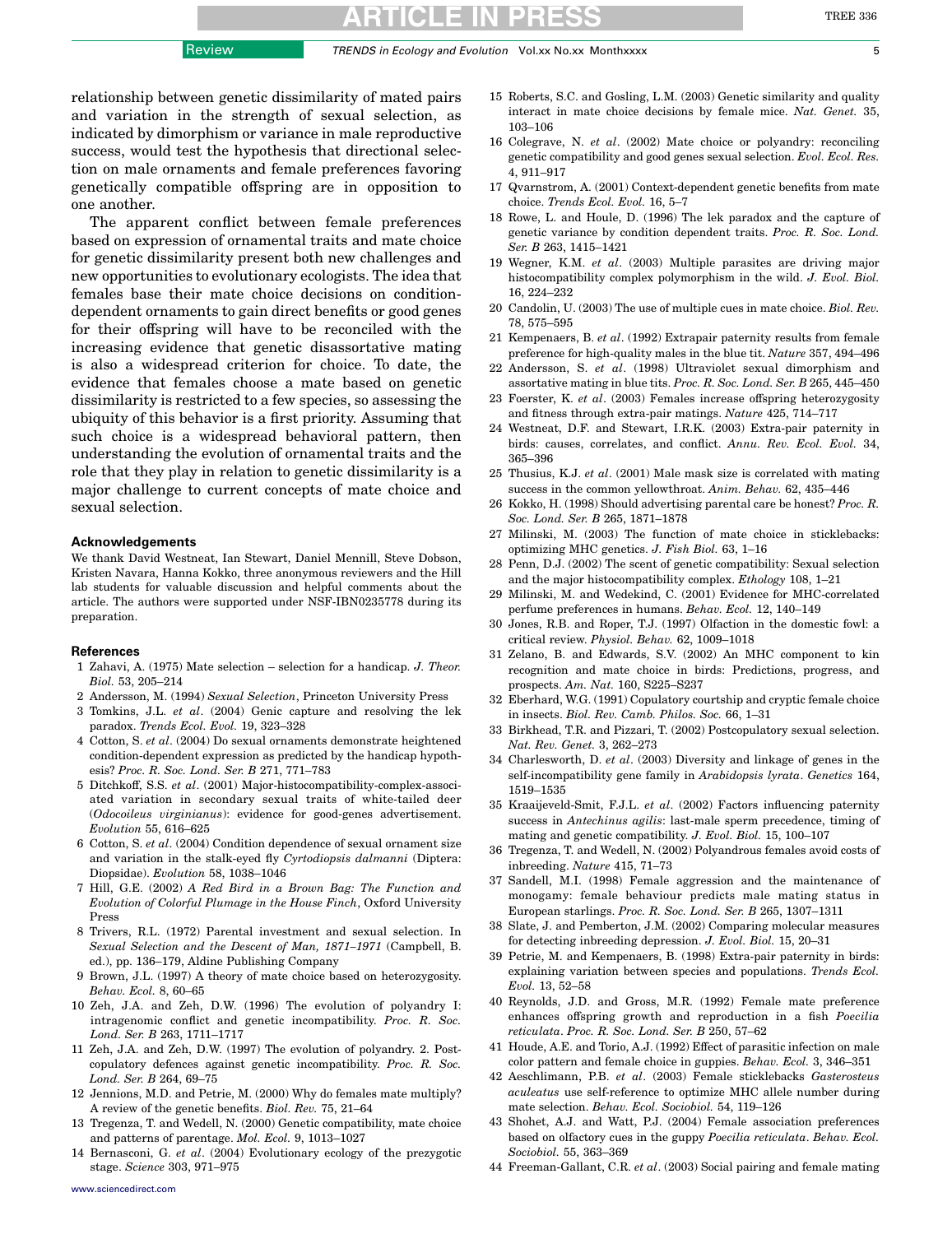relationship between genetic dissimilarity of mated pairs and variation in the strength of sexual selection, as indicated by dimorphism or variance in male reproductive success, would test the hypothesis that directional selection on male ornaments and female preferences favoring genetically compatible offspring are in opposition to one another.

The apparent conflict between female preferences based on expression of ornamental traits and mate choice for genetic dissimilarity present both new challenges and new opportunities to evolutionary ecologists. The idea that females base their mate choice decisions on condition-dependent ornaments to gain direct benefits or good genes for their offspring will have to be reconciled with the increasing evidence that genetic disassortative mating is also a widespread criterion for choice. To date, the evidence that females choose a mate based on genetic dissimilarity is restricted to a few species, so assessing the ubiquity of this behavior is a first priority. Assuming that such choice is a widespread behavioral pattern, then understanding the evolution of ornamental traits and the role that they play in relation to genetic dissimilarity is a major challenge to current concepts of mate choice and sexual selection.

### Acknowledgements

We thank David Westneat, Ian Stewart, Daniel Mennill, Steve Dobson, Kristen Navara, Hanna Kokko, three anonymous reviewers and the Hill lab students for valuable discussion and helpful comments about the article. The authors were supported under NSF-IBN0235778 during its preparation.

### References

1 Zahavi, A. (1975) Mate selection – selection for a handicap. *J. Theor. Biol.* 53, 205–214

2 Andersson, M. (1994) *Sexual Selection*, Princeton University Press

3 Tomkins, J.L. *et al*. (2004) Genic capture and resolving the lek paradox. *Trends Ecol. Evol.* 19, 323–328

4 Cotton, S. *et al*. (2004) Do sexual ornaments demonstrate heightened condition-dependent expression as predicted by the handicap hypothesis? *Proc. R. Soc. Lond. Ser. B* 271, 771–783

5 Ditchkoff, S.S. *et al*. (2001) Major-histocompatibility-complex-associated variation in secondary sexual traits of white-tailed deer (*Odocoileus virginianus*): evidence for good-genes advertisement. *Evolution* 55, 616–625

6 Cotton, S. *et al*. (2004) Condition dependence of sexual ornament size and variation in the stalk-eyed fly *Cyrtodiopsis dalmanni* (Diptera: Diopsidae). *Evolution* 58, 1038–1046

7 Hill, G.E. (2002) *A Red Bird in a Brown Bag: The Function and Evolution of Colorful Plumage in the House Finch*, Oxford University Press

8 Trivers, R.L. (1972) Parental investment and sexual selection. In *Sexual Selection and the Descent of Man, 1871–1971* (Campbell, B. ed.), pp. 136–179, Aldine Publishing Company

9 Brown, J.L. (1997) A theory of mate choice based on heterozygosity. *Behav. Ecol.* 8, 60–65

10 Zeh, J.A. and Zeh, D.W. (1996) The evolution of polyandry I: intragenomic conflict and genetic incompatibility. *Proc. R. Soc. Lond. Ser. B* 263, 1711–1717

11 Zeh, J.A. and Zeh, D.W. (1997) The evolution of polyandry. 2. Post-copulatory defences against genetic incompatibility. *Proc. R. Soc. Lond. Ser. B* 264, 69–75

12 Jennions, M.D. and Petrie, M. (2000) Why do females mate multiply? A review of the genetic benefits. *Biol. Rev.* 75, 21–64

13 Tregenza, T. and Wedell, N. (2000) Genetic compatibility, mate choice and patterns of parentage. *Mol. Ecol.* 9, 1013–1027

14 Bernasconi, G. *et al*. (2004) Evolutionary ecology of the prezygotic stage. *Science* 303, 971–975

15 Roberts, S.C. and Gosling, L.M. (2003) Genetic similarity and quality interact in mate choice decisions by female mice. *Nat. Genet.* 35, 103–106

16 Colegrave, N. *et al*. (2002) Mate choice or polyandry: reconciling genetic compatibility and good genes sexual selection. *Evol. Ecol. Res.* 4, 911–917

17 Qvarnstrom, A. (2001) Context-dependent genetic benefits from mate choice. *Trends Ecol. Evol.* 16, 5–7

18 Rowe, L. and Houle, D. (1996) The lek paradox and the capture of genetic variance by condition dependent traits. *Proc. R. Soc. Lond. Ser. B* 263, 1415–1421

19 Wegner, K.M. *et al*. (2003) Multiple parasites are driving major histocompatibility complex polymorphism in the wild. *J. Evol. Biol.* 16, 224–232

20 Candolin, U. (2003) The use of multiple cues in mate choice. *Biol. Rev.* 78, 575–595

21 Kempenaers, B. *et al*. (1992) Extrapair paternity results from female preference for high-quality males in the blue tit. *Nature* 357, 494–496

22 Andersson, S. *et al*. (1998) Ultraviolet sexual dimorphism and assortative mating in blue tits. *Proc. R. Soc. Lond. Ser. B* 265, 445–450

23 Foerster, K. *et al*. (2003) Females increase offspring heterozygosity and fitness through extra-pair matings. *Nature* 425, 714–717

24 Westneat, D.F. and Stewart, I.R.K. (2003) Extra-pair paternity in birds: causes, correlates, and conflict. *Annu. Rev. Ecol. Evol.* 34, 365–396

25 Thusius, K.J. *et al*. (2001) Male mask size is correlated with mating success in the common yellowthroat. *Anim. Behav.* 62, 435–446

26 Kokko, H. (1998) Should advertising parental care be honest? *Proc. R. Soc. Lond. Ser. B* 265, 1871–1878

27 Milinski, M. (2003) The function of mate choice in sticklebacks: optimizing MHC genetics. *J. Fish Biol.* 63, 1–16

28 Penn, D.J. (2002) The scent of genetic compatibility: Sexual selection and the major histocompatibility complex. *Ethology* 108, 1–21

29 Milinski, M. and Wedekind, C. (2001) Evidence for MHC-correlated perfume preferences in humans. *Behav. Ecol.* 12, 140–149

30 Jones, R.B. and Roper, T.J. (1997) Olfaction in the domestic fowl: a critical review. *Physiol. Behav.* 62, 1009–1018

31 Zelano, B. and Edwards, S.V. (2002) An MHC component to kin recognition and mate choice in birds: Predictions, progress, and prospects. *Am. Nat.* 160, S225–S237

32 Eberhard, W.G. (1991) Copulatory courtship and cryptic female choice in insects. *Biol. Rev. Camb. Philos. Soc.* 66, 1–31

33 Birkhead, T.R. and Pizzari, T. (2002) Postcopulatory sexual selection. *Nat. Rev. Genet.* 3, 262–273

34 Charlesworth, D. *et al*. (2003) Diversity and linkage of genes in the self-incompatibility gene family in *Arabidopsis lyrata*. *Genetics* 164, 1519–1535

35 Kraaijeveld-Smit, F.J.L. *et al*. (2002) Factors influencing paternity success in *Antechinus agilis*: last-male sperm precedence, timing of mating and genetic compatibility. *J. Evol. Biol.* 15, 100–107

36 Tregenza, T. and Wedell, N. (2002) Polyandrous females avoid costs of inbreeding. *Nature* 415, 71–73

37 Sandell, M.I. (1998) Female aggression and the maintenance of monogamy: female behaviour predicts male mating status in European starlings. *Proc. R. Soc. Lond. Ser. B* 265, 1307–1311

38 Slate, J. and Pemberton, J.M. (2002) Comparing molecular measures for detecting inbreeding depression. *J. Evol. Biol.* 15, 20–31

39 Petrie, M. and Kempenaers, B. (1998) Extra-pair paternity in birds: explaining variation between species and populations. *Trends Ecol. Evol.* 13, 52–58

40 Reynolds, J.D. and Gross, M.R. (1992) Female mate preference enhances offspring growth and reproduction in a fish *Poecilia reticulata*. *Proc. R. Soc. Lond. Ser. B* 250, 57–62

41 Houde, A.E. and Torio, A.J. (1992) Effect of parasitic infection on male color pattern and female choice in guppies. *Behav. Ecol.* 3, 346–351

42 Aeschlimann, P.B. *et al*. (2003) Female sticklebacks *Gasterosteus aculeatus* use self-reference to optimize MHC allele number during mate selection. *Behav. Ecol. Sociobiol.* 54, 119–126

43 Shohet, A.J. and Watt, P.J. (2004) Female association preferences based on olfactory cues in the guppy *Poecilia reticulata*. *Behav. Ecol. Sociobiol.* 55, 363–369

44 Freeman-Gallant, C.R. *et al*. (2003) Social pairing and female mating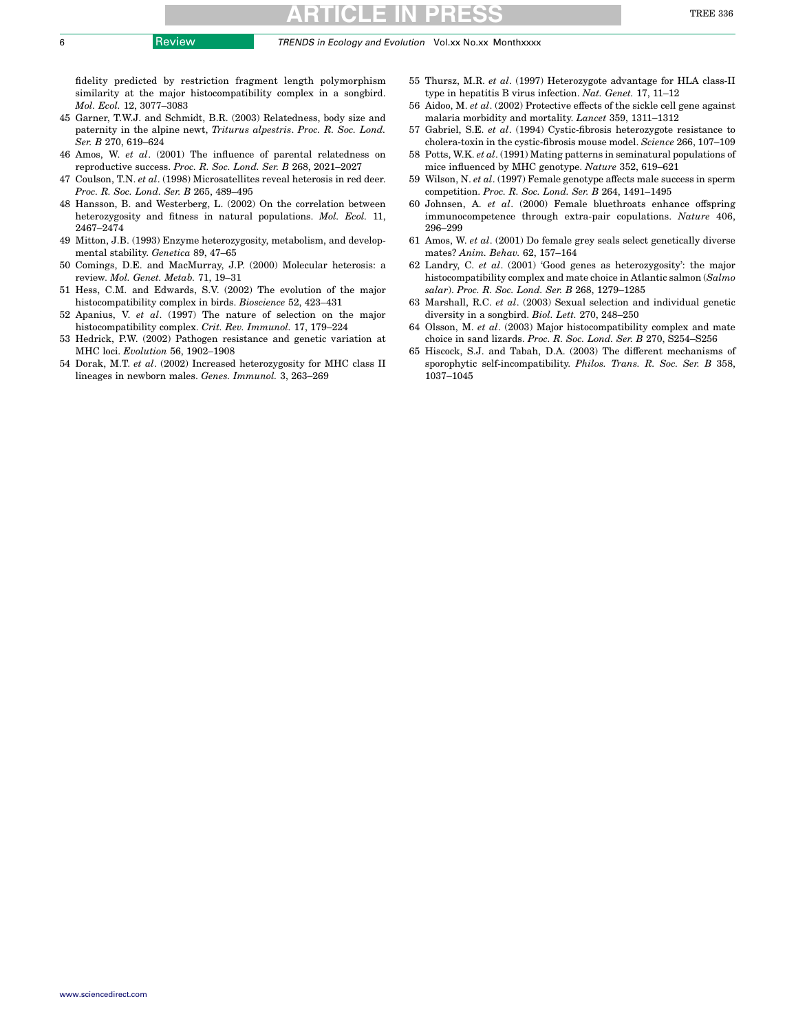fidelity predicted by restriction fragment length polymorphism similarity at the major histocompatibility complex in a songbird. *Mol. Ecol.* 12, 3077–3083

45 Garner, T.W.J. and Schmidt, B.R. (2003) Relatedness, body size and paternity in the alpine newt, *Triturus alpestris*. *Proc. R. Soc. Lond. Ser. B* 270, 619–624

46 Amos, W. *et al*. (2001) The influence of parental relatedness on reproductive success. *Proc. R. Soc. Lond. Ser. B* 268, 2021–2027

47 Coulson, T.N. *et al*. (1998) Microsatellites reveal heterosis in red deer. *Proc. R. Soc. Lond. Ser. B* 265, 489–495

48 Hansson, B. and Westerberg, L. (2002) On the correlation between heterozygosity and fitness in natural populations. *Mol. Ecol.* 11, 2467–2474

49 Mitton, J.B. (1993) Enzyme heterozygosity, metabolism, and developmental stability. *Genetica* 89, 47–65

50 Comings, D.E. and MacMurray, J.P. (2000) Molecular heterosis: a review. *Mol. Genet. Metab.* 71, 19–31

51 Hess, C.M. and Edwards, S.V. (2002) The evolution of the major histocompatibility complex in birds. *Bioscience* 52, 423–431

52 Apanius, V. *et al*. (1997) The nature of selection on the major histocompatibility complex. *Crit. Rev. Immunol.* 17, 179–224

53 Hedrick, P.W. (2002) Pathogen resistance and genetic variation at MHC loci. *Evolution* 56, 1902–1908

54 Dorak, M.T. *et al*. (2002) Increased heterozygosity for MHC class II lineages in newborn males. *Genes. Immunol.* 3, 263–269

55 Thursz, M.R. *et al*. (1997) Heterozygote advantage for HLA class-II type in hepatitis B virus infection. *Nat. Genet.* 17, 11–12

56 Aidoo, M. *et al*. (2002) Protective effects of the sickle cell gene against malaria morbidity and mortality. *Lancet* 359, 1311–1312

57 Gabriel, S.E. *et al*. (1994) Cystic-fibrosis heterozygote resistance to cholera-toxin in the cystic-fibrosis mouse model. *Science* 266, 107–109

58 Potts, W.K. *et al*. (1991) Mating patterns in seminatural populations of mice influenced by MHC genotype. *Nature* 352, 619–621

59 Wilson, N. *et al*. (1997) Female genotype affects male success in sperm competition. *Proc. R. Soc. Lond. Ser. B* 264, 1491–1495

60 Johnsen, A. *et al*. (2000) Female bluethroats enhance offspring immunocompetence through extra-pair copulations. *Nature* 406, 296–299

61 Amos, W. *et al*. (2001) Do female grey seals select genetically diverse mates? *Anim. Behav.* 62, 157–164

62 Landry, C. *et al*. (2001) 'Good genes as heterozygosity': the major histocompatibility complex and mate choice in Atlantic salmon (*Salmo salar*). *Proc. R. Soc. Lond. Ser. B* 268, 1279–1285

63 Marshall, R.C. *et al*. (2003) Sexual selection and individual genetic diversity in a songbird. *Biol. Lett.* 270, 248–250

64 Olsson, M. *et al*. (2003) Major histocompatibility complex and mate choice in sand lizards. *Proc. R. Soc. Lond. Ser. B* 270, S254–S256

65 Hiscock, S.J. and Tabah, D.A. (2003) The different mechanisms of sporophytic self-incompatibility. *Philos. Trans. R. Soc. Ser. B* 358, 1037–1045